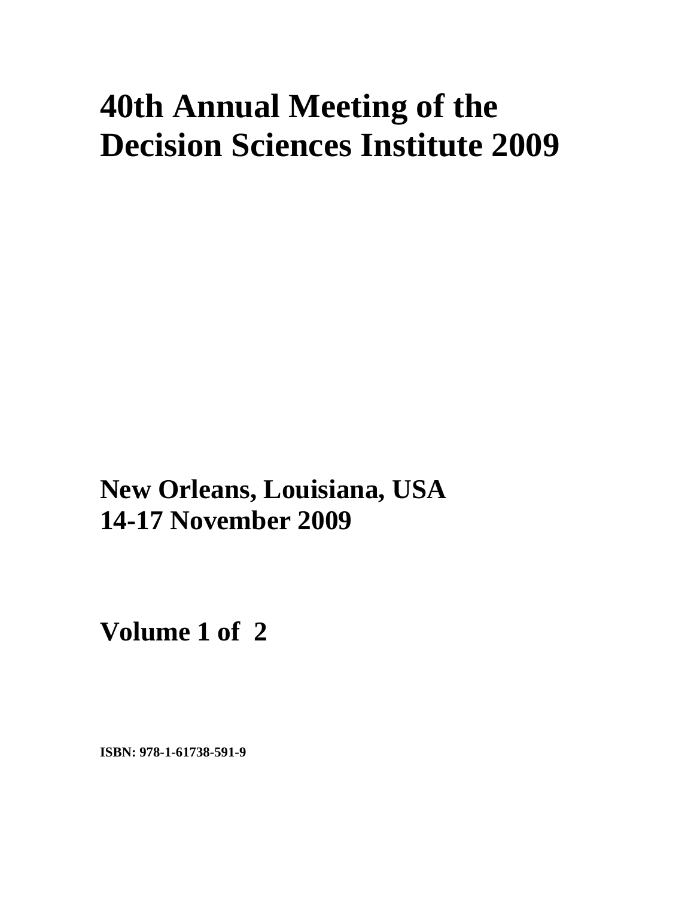# 40th Annual Meeting of the Decision Sciences Institute 2009

**New Orleans, Louisiana, USA**
**14-17 November 2009**

**Volume 1 of 2**

**ISBN: 978-1-61738-591-9**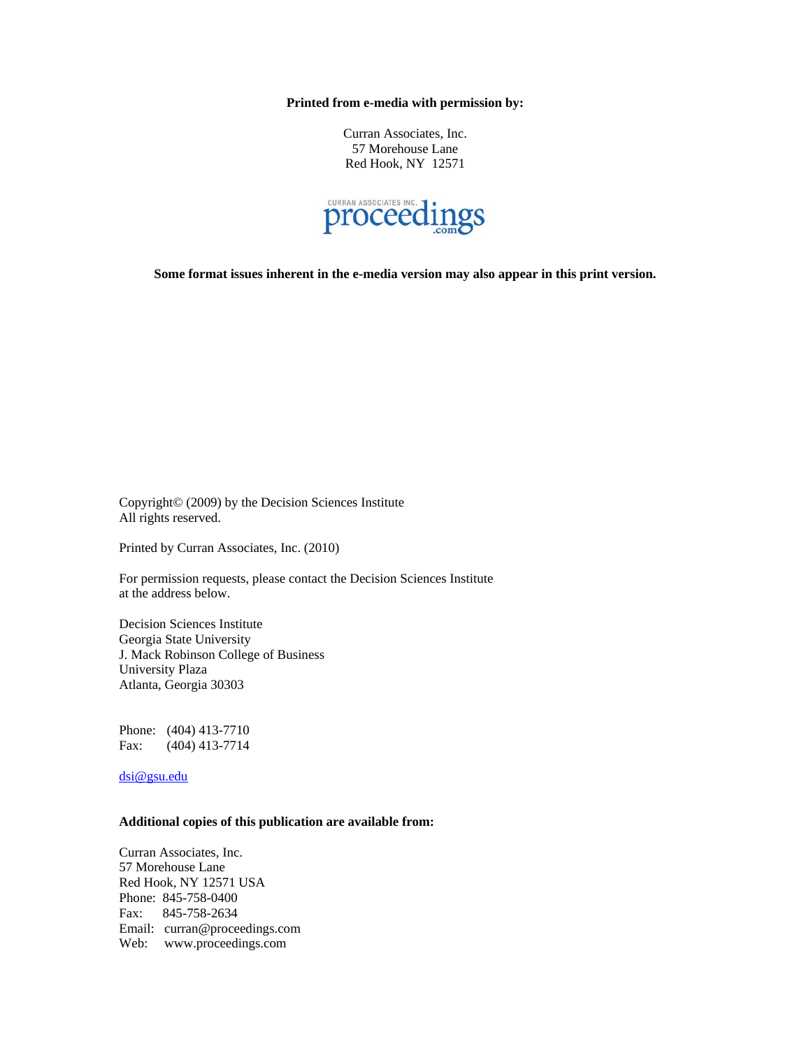**Printed from e-media with permission by:**

Curran Associates, Inc.
57 Morehouse Lane
Red Hook, NY 12571

**Some format issues inherent in the e-media version may also appear in this print version.**

Copyright© (2009) by the Decision Sciences Institute
All rights reserved.

Printed by Curran Associates, Inc. (2010)

For permission requests, please contact the Decision Sciences Institute
at the address below.

Decision Sciences Institute
Georgia State University
J. Mack Robinson College of Business
University Plaza
Atlanta, Georgia 30303

Phone: (404) 413-7710
Fax: (404) 413-7714

dsi@gsu.edu

**Additional copies of this publication are available from:**

Curran Associates, Inc.
57 Morehouse Lane
Red Hook, NY 12571 USA
Phone: 845-758-0400
Fax: 845-758-2634
Email: curran@proceedings.com
Web: www.proceedings.com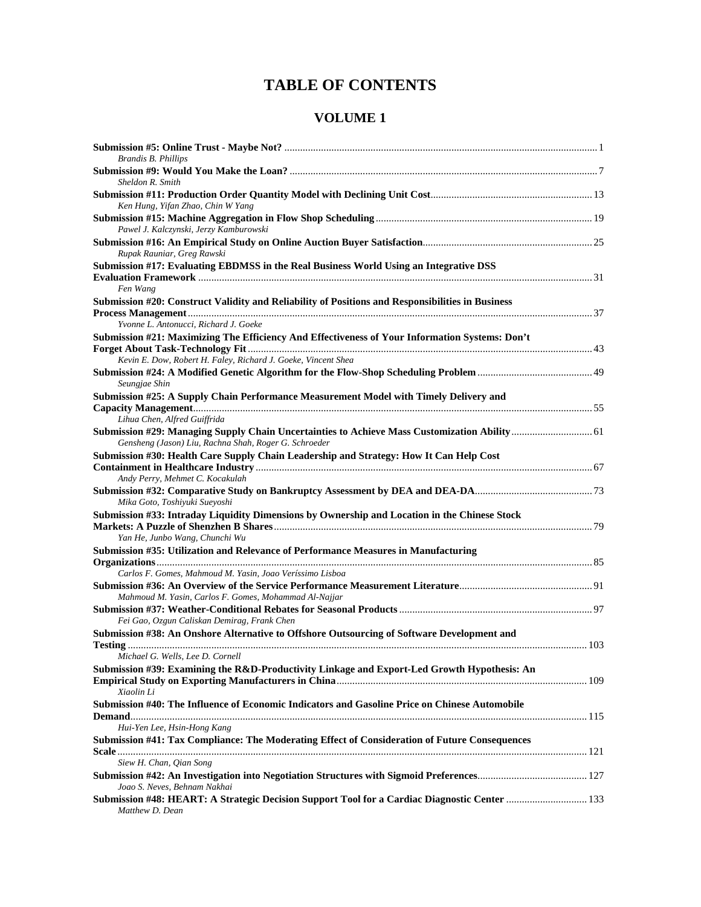# TABLE OF CONTENTS

## VOLUME 1

**Submission #5: Online Trust - Maybe Not?** ..... 1
*Brandis B. Phillips*

**Submission #9: Would You Make the Loan?** ..... 7
*Sheldon R. Smith*

**Submission #11: Production Order Quantity Model with Declining Unit Cost** ..... 13
*Ken Hung, Yifan Zhao, Chin W Yang*

**Submission #15: Machine Aggregation in Flow Shop Scheduling** ..... 19
*Pawel J. Kalczynski, Jerzy Kamburowski*

**Submission #16: An Empirical Study on Online Auction Buyer Satisfaction** ..... 25
*Rupak Rauniar, Greg Rawski*

**Submission #17: Evaluating EBDMSS in the Real Business World Using an Integrative DSS Evaluation Framework** ..... 31
*Fen Wang*

**Submission #20: Construct Validity and Reliability of Positions and Responsibilities in Business Process Management** ..... 37
*Yvonne L. Antonucci, Richard J. Goeke*

**Submission #21: Maximizing The Efficiency And Effectiveness of Your Information Systems: Don't Forget About Task-Technology Fit** ..... 43
*Kevin E. Dow, Robert H. Faley, Richard J. Goeke, Vincent Shea*

**Submission #24: A Modified Genetic Algorithm for the Flow-Shop Scheduling Problem** ..... 49
*Seungjae Shin*

**Submission #25: A Supply Chain Performance Measurement Model with Timely Delivery and Capacity Management** ..... 55
*Lihua Chen, Alfred Guiffrida*

**Submission #29: Managing Supply Chain Uncertainties to Achieve Mass Customization Ability** ..... 61
*Gensheng (Jason) Liu, Rachna Shah, Roger G. Schroeder*

**Submission #30: Health Care Supply Chain Leadership and Strategy: How It Can Help Cost Containment in Healthcare Industry** ..... 67
*Andy Perry, Mehmet C. Kocakulah*

**Submission #32: Comparative Study on Bankruptcy Assessment by DEA and DEA-DA** ..... 73
*Mika Goto, Toshiyuki Sueyoshi*

**Submission #33: Intraday Liquidity Dimensions by Ownership and Location in the Chinese Stock Markets: A Puzzle of Shenzhen B Shares** ..... 79
*Yan He, Junbo Wang, Chunchi Wu*

**Submission #35: Utilization and Relevance of Performance Measures in Manufacturing Organizations** ..... 85
*Carlos F. Gomes, Mahmoud M. Yasin, Joao Veríssimo Lisboa*

**Submission #36: An Overview of the Service Performance Measurement Literature** ..... 91
*Mahmoud M. Yasin, Carlos F. Gomes, Mohammad Al-Najjar*

**Submission #37: Weather-Conditional Rebates for Seasonal Products** ..... 97
*Fei Gao, Ozgun Caliskan Demirag, Frank Chen*

**Submission #38: An Onshore Alternative to Offshore Outsourcing of Software Development and Testing** ..... 103
*Michael G. Wells, Lee D. Cornell*

**Submission #39: Examining the R&D-Productivity Linkage and Export-Led Growth Hypothesis: An Empirical Study on Exporting Manufacturers in China** ..... 109
*Xiaolin Li*

**Submission #40: The Influence of Economic Indicators and Gasoline Price on Chinese Automobile Demand** ..... 115
*Hui-Yen Lee, Hsin-Hong Kang*

**Submission #41: Tax Compliance: The Moderating Effect of Consideration of Future Consequences Scale** ..... 121
*Siew H. Chan, Qian Song*

**Submission #42: An Investigation into Negotiation Structures with Sigmoid Preferences** ..... 127
*Joao S. Neves, Behnam Nakhai*

**Submission #48: HEART: A Strategic Decision Support Tool for a Cardiac Diagnostic Center** ..... 133
*Matthew D. Dean*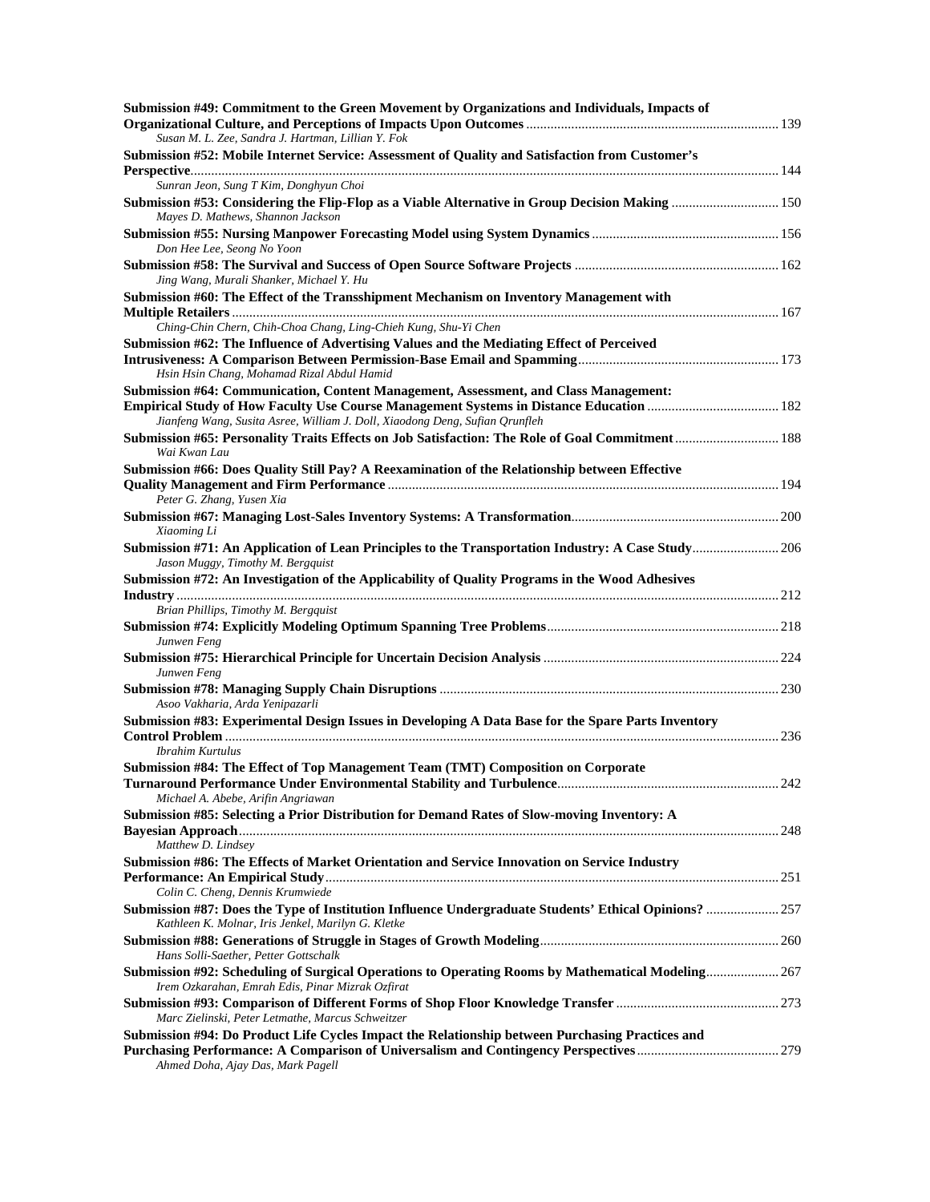**Submission #49: Commitment to the Green Movement by Organizations and Individuals, Impacts of Organizational Culture, and Perceptions of Impacts Upon Outcomes** ........................ 139
*Susan M. L. Zee, Sandra J. Hartman, Lillian Y. Fok*

**Submission #52: Mobile Internet Service: Assessment of Quality and Satisfaction from Customer's Perspective**........................ 144
*Sunran Jeon, Sung T Kim, Donghyun Choi*

**Submission #53: Considering the Flip-Flop as a Viable Alternative in Group Decision Making** ........................ 150
*Mayes D. Mathews, Shannon Jackson*

**Submission #55: Nursing Manpower Forecasting Model using System Dynamics** ........................ 156
*Don Hee Lee, Seong No Yoon*

**Submission #58: The Survival and Success of Open Source Software Projects** ........................ 162
*Jing Wang, Murali Shanker, Michael Y. Hu*

**Submission #60: The Effect of the Transshipment Mechanism on Inventory Management with Multiple Retailers** ........................ 167
*Ching-Chin Chern, Chih-Choa Chang, Ling-Chieh Kung, Shu-Yi Chen*

**Submission #62: The Influence of Advertising Values and the Mediating Effect of Perceived Intrusiveness: A Comparison Between Permission-Base Email and Spamming**........................ 173
*Hsin Hsin Chang, Mohamad Rizal Abdul Hamid*

**Submission #64: Communication, Content Management, Assessment, and Class Management: Empirical Study of How Faculty Use Course Management Systems in Distance Education** ........................ 182
*Jianfeng Wang, Susita Asree, William J. Doll, Xiaodong Deng, Sufian Qrunfleh*

**Submission #65: Personality Traits Effects on Job Satisfaction: The Role of Goal Commitment** ........................ 188
*Wai Kwan Lau*

**Submission #66: Does Quality Still Pay? A Reexamination of the Relationship between Effective Quality Management and Firm Performance** ........................ 194
*Peter G. Zhang, Yusen Xia*

**Submission #67: Managing Lost-Sales Inventory Systems: A Transformation**........................ 200
*Xiaoming Li*

**Submission #71: An Application of Lean Principles to the Transportation Industry: A Case Study**........................ 206
*Jason Muggy, Timothy M. Bergquist*

**Submission #72: An Investigation of the Applicability of Quality Programs in the Wood Adhesives Industry** ........................ 212
*Brian Phillips, Timothy M. Bergquist*

**Submission #74: Explicitly Modeling Optimum Spanning Tree Problems**........................ 218
*Junwen Feng*

**Submission #75: Hierarchical Principle for Uncertain Decision Analysis** ........................ 224
*Junwen Feng*

**Submission #78: Managing Supply Chain Disruptions** ........................ 230
*Asoo Vakharia, Arda Yenipazarli*

**Submission #83: Experimental Design Issues in Developing A Data Base for the Spare Parts Inventory Control Problem** ........................ 236
*Ibrahim Kurtulus*

**Submission #84: The Effect of Top Management Team (TMT) Composition on Corporate Turnaround Performance Under Environmental Stability and Turbulence**........................ 242
*Michael A. Abebe, Arifin Angriawan*

**Submission #85: Selecting a Prior Distribution for Demand Rates of Slow-moving Inventory: A Bayesian Approach**........................ 248
*Matthew D. Lindsey*

**Submission #86: The Effects of Market Orientation and Service Innovation on Service Industry Performance: An Empirical Study**........................ 251
*Colin C. Cheng, Dennis Krumwiede*

**Submission #87: Does the Type of Institution Influence Undergraduate Students' Ethical Opinions?** ........................ 257
*Kathleen K. Molnar, Iris Jenkel, Marilyn G. Kletke*

**Submission #88: Generations of Struggle in Stages of Growth Modeling**........................ 260
*Hans Solli-Saether, Petter Gottschalk*

**Submission #92: Scheduling of Surgical Operations to Operating Rooms by Mathematical Modeling**........................ 267
*Irem Ozkarahan, Emrah Edis, Pinar Mizrak Ozfirat*

**Submission #93: Comparison of Different Forms of Shop Floor Knowledge Transfer** ........................ 273
*Marc Zielinski, Peter Letmathe, Marcus Schweitzer*

**Submission #94: Do Product Life Cycles Impact the Relationship between Purchasing Practices and Purchasing Performance: A Comparison of Universalism and Contingency Perspectives**........................ 279
*Ahmed Doha, Ajay Das, Mark Pagell*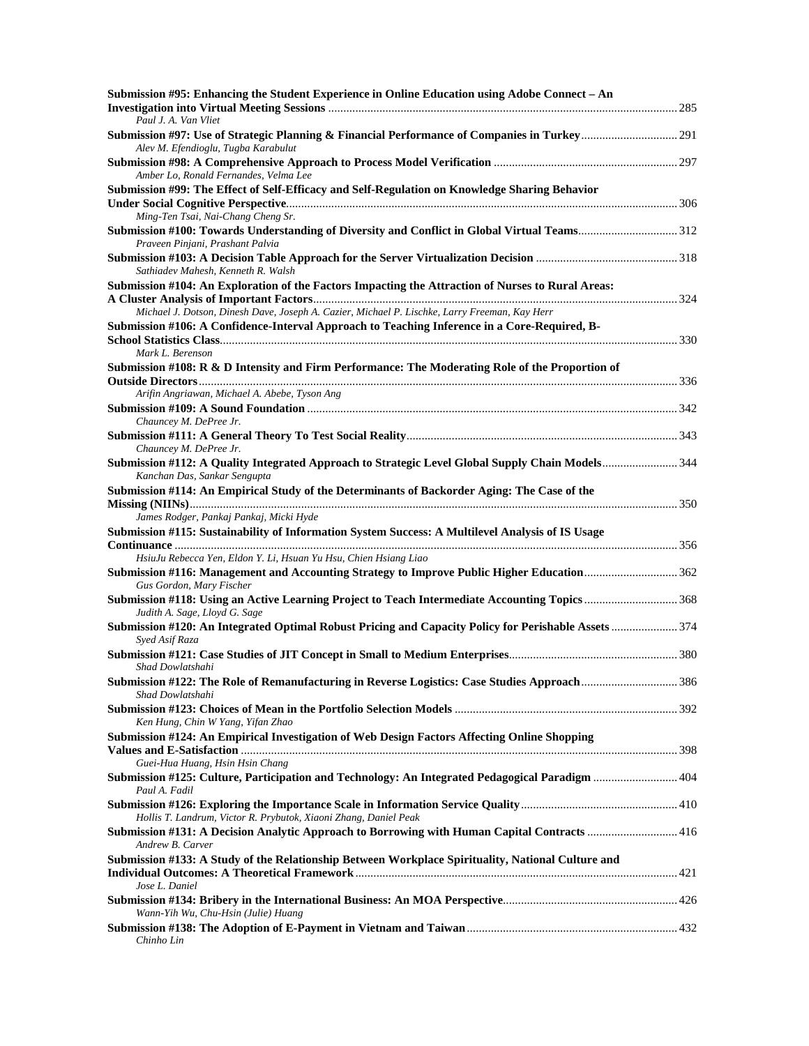**Submission #95: Enhancing the Student Experience in Online Education using Adobe Connect – An Investigation into Virtual Meeting Sessions** ........ 285
*Paul J. A. Van Vliet*

**Submission #97: Use of Strategic Planning & Financial Performance of Companies in Turkey** ........ 291
*Alev M. Efendioglu, Tugba Karabulut*

**Submission #98: A Comprehensive Approach to Process Model Verification** ........ 297
*Amber Lo, Ronald Fernandes, Velma Lee*

**Submission #99: The Effect of Self-Efficacy and Self-Regulation on Knowledge Sharing Behavior Under Social Cognitive Perspective** ........ 306
*Ming-Ten Tsai, Nai-Chang Cheng Sr.*

**Submission #100: Towards Understanding of Diversity and Conflict in Global Virtual Teams** ........ 312
*Praveen Pinjani, Prashant Palvia*

**Submission #103: A Decision Table Approach for the Server Virtualization Decision** ........ 318
*Sathiadev Mahesh, Kenneth R. Walsh*

**Submission #104: An Exploration of the Factors Impacting the Attraction of Nurses to Rural Areas: A Cluster Analysis of Important Factors** ........ 324
*Michael J. Dotson, Dinesh Dave, Joseph A. Cazier, Michael P. Lischke, Larry Freeman, Kay Herr*

**Submission #106: A Confidence-Interval Approach to Teaching Inference in a Core-Required, B-School Statistics Class** ........ 330
*Mark L. Berenson*

**Submission #108: R & D Intensity and Firm Performance: The Moderating Role of the Proportion of Outside Directors** ........ 336
*Arifin Angriawan, Michael A. Abebe, Tyson Ang*

**Submission #109: A Sound Foundation** ........ 342
*Chauncey M. DePree Jr.*

**Submission #111: A General Theory To Test Social Reality** ........ 343
*Chauncey M. DePree Jr.*

**Submission #112: A Quality Integrated Approach to Strategic Level Global Supply Chain Models** ........ 344
*Kanchan Das, Sankar Sengupta*

**Submission #114: An Empirical Study of the Determinants of Backorder Aging: The Case of the Missing (NIINs)** ........ 350
*James Rodger, Pankaj Pankaj, Micki Hyde*

**Submission #115: Sustainability of Information System Success: A Multilevel Analysis of IS Usage Continuance** ........ 356
*HsiuJu Rebecca Yen, Eldon Y. Li, Hsuan Yu Hsu, Chien Hsiang Liao*

**Submission #116: Management and Accounting Strategy to Improve Public Higher Education** ........ 362
*Gus Gordon, Mary Fischer*

**Submission #118: Using an Active Learning Project to Teach Intermediate Accounting Topics** ........ 368
*Judith A. Sage, Lloyd G. Sage*

**Submission #120: An Integrated Optimal Robust Pricing and Capacity Policy for Perishable Assets** ........ 374
*Syed Asif Raza*

**Submission #121: Case Studies of JIT Concept in Small to Medium Enterprises** ........ 380
*Shad Dowlatshahi*

**Submission #122: The Role of Remanufacturing in Reverse Logistics: Case Studies Approach** ........ 386
*Shad Dowlatshahi*

**Submission #123: Choices of Mean in the Portfolio Selection Models** ........ 392
*Ken Hung, Chin W Yang, Yifan Zhao*

**Submission #124: An Empirical Investigation of Web Design Factors Affecting Online Shopping Values and E-Satisfaction** ........ 398
*Guei-Hua Huang, Hsin Hsin Chang*

**Submission #125: Culture, Participation and Technology: An Integrated Pedagogical Paradigm** ........ 404
*Paul A. Fadil*

**Submission #126: Exploring the Importance Scale in Information Service Quality** ........ 410
*Hollis T. Landrum, Victor R. Prybutok, Xiaoni Zhang, Daniel Peak*

**Submission #131: A Decision Analytic Approach to Borrowing with Human Capital Contracts** ........ 416
*Andrew B. Carver*

**Submission #133: A Study of the Relationship Between Workplace Spirituality, National Culture and Individual Outcomes: A Theoretical Framework** ........ 421
*Jose L. Daniel*

**Submission #134: Bribery in the International Business: An MOA Perspective** ........ 426
*Wann-Yih Wu, Chu-Hsin (Julie) Huang*

**Submission #138: The Adoption of E-Payment in Vietnam and Taiwan** ........ 432
*Chinho Lin*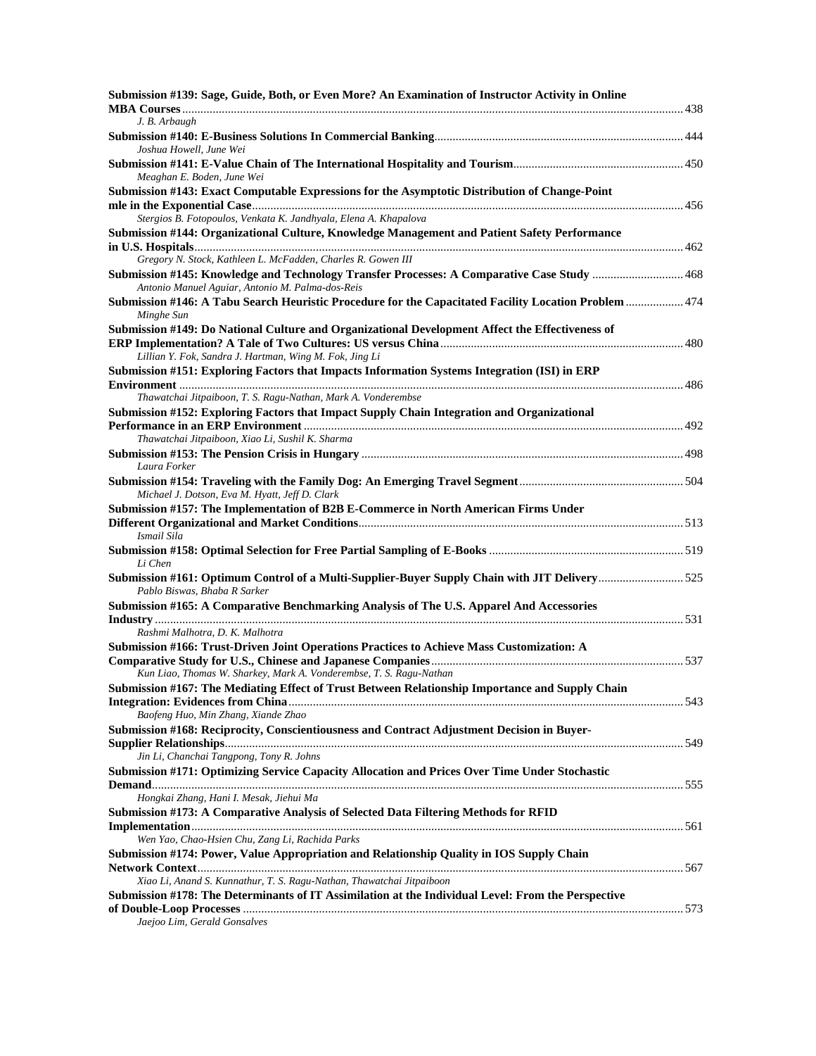**Submission #139: Sage, Guide, Both, or Even More? An Examination of Instructor Activity in Online MBA Courses** ... 438
*J. B. Arbaugh*

**Submission #140: E-Business Solutions In Commercial Banking** ... 444
*Joshua Howell, June Wei*

**Submission #141: E-Value Chain of The International Hospitality and Tourism** ... 450
*Meaghan E. Boden, June Wei*

**Submission #143: Exact Computable Expressions for the Asymptotic Distribution of Change-Point mle in the Exponential Case** ... 456
*Stergios B. Fotopoulos, Venkata K. Jandhyala, Elena A. Khapalova*

**Submission #144: Organizational Culture, Knowledge Management and Patient Safety Performance in U.S. Hospitals** ... 462
*Gregory N. Stock, Kathleen L. McFadden, Charles R. Gowen III*

**Submission #145: Knowledge and Technology Transfer Processes: A Comparative Case Study** ... 468
*Antonio Manuel Aguiar, Antonio M. Palma-dos-Reis*

**Submission #146: A Tabu Search Heuristic Procedure for the Capacitated Facility Location Problem** ... 474
*Minghe Sun*

**Submission #149: Do National Culture and Organizational Development Affect the Effectiveness of ERP Implementation? A Tale of Two Cultures: US versus China** ... 480
*Lillian Y. Fok, Sandra J. Hartman, Wing M. Fok, Jing Li*

**Submission #151: Exploring Factors that Impacts Information Systems Integration (ISI) in ERP Environment** ... 486
*Thawatchai Jitpaiboon, T. S. Ragu-Nathan, Mark A. Vonderembse*

**Submission #152: Exploring Factors that Impact Supply Chain Integration and Organizational Performance in an ERP Environment** ... 492
*Thawatchai Jitpaiboon, Xiao Li, Sushil K. Sharma*

**Submission #153: The Pension Crisis in Hungary** ... 498
*Laura Forker*

**Submission #154: Traveling with the Family Dog: An Emerging Travel Segment** ... 504
*Michael J. Dotson, Eva M. Hyatt, Jeff D. Clark*

**Submission #157: The Implementation of B2B E-Commerce in North American Firms Under Different Organizational and Market Conditions** ... 513
*Ismail Sila*

**Submission #158: Optimal Selection for Free Partial Sampling of E-Books** ... 519
*Li Chen*

**Submission #161: Optimum Control of a Multi-Supplier-Buyer Supply Chain with JIT Delivery** ... 525
*Pablo Biswas, Bhaba R Sarker*

**Submission #165: A Comparative Benchmarking Analysis of The U.S. Apparel And Accessories Industry** ... 531
*Rashmi Malhotra, D. K. Malhotra*

**Submission #166: Trust-Driven Joint Operations Practices to Achieve Mass Customization: A Comparative Study for U.S., Chinese and Japanese Companies** ... 537
*Kun Liao, Thomas W. Sharkey, Mark A. Vonderembse, T. S. Ragu-Nathan*

**Submission #167: The Mediating Effect of Trust Between Relationship Importance and Supply Chain Integration: Evidences from China** ... 543
*Baofeng Huo, Min Zhang, Xiande Zhao*

**Submission #168: Reciprocity, Conscientiousness and Contract Adjustment Decision in Buyer-Supplier Relationships** ... 549
*Jin Li, Chanchai Tangpong, Tony R. Johns*

**Submission #171: Optimizing Service Capacity Allocation and Prices Over Time Under Stochastic Demand** ... 555
*Hongkai Zhang, Hani I. Mesak, Jiehui Ma*

**Submission #173: A Comparative Analysis of Selected Data Filtering Methods for RFID Implementation** ... 561
*Wen Yao, Chao-Hsien Chu, Zang Li, Rachida Parks*

**Submission #174: Power, Value Appropriation and Relationship Quality in IOS Supply Chain Network Context** ... 567
*Xiao Li, Anand S. Kunnathur, T. S. Ragu-Nathan, Thawatchai Jitpaiboon*

**Submission #178: The Determinants of IT Assimilation at the Individual Level: From the Perspective of Double-Loop Processes** ... 573
*Jaejoo Lim, Gerald Gonsalves*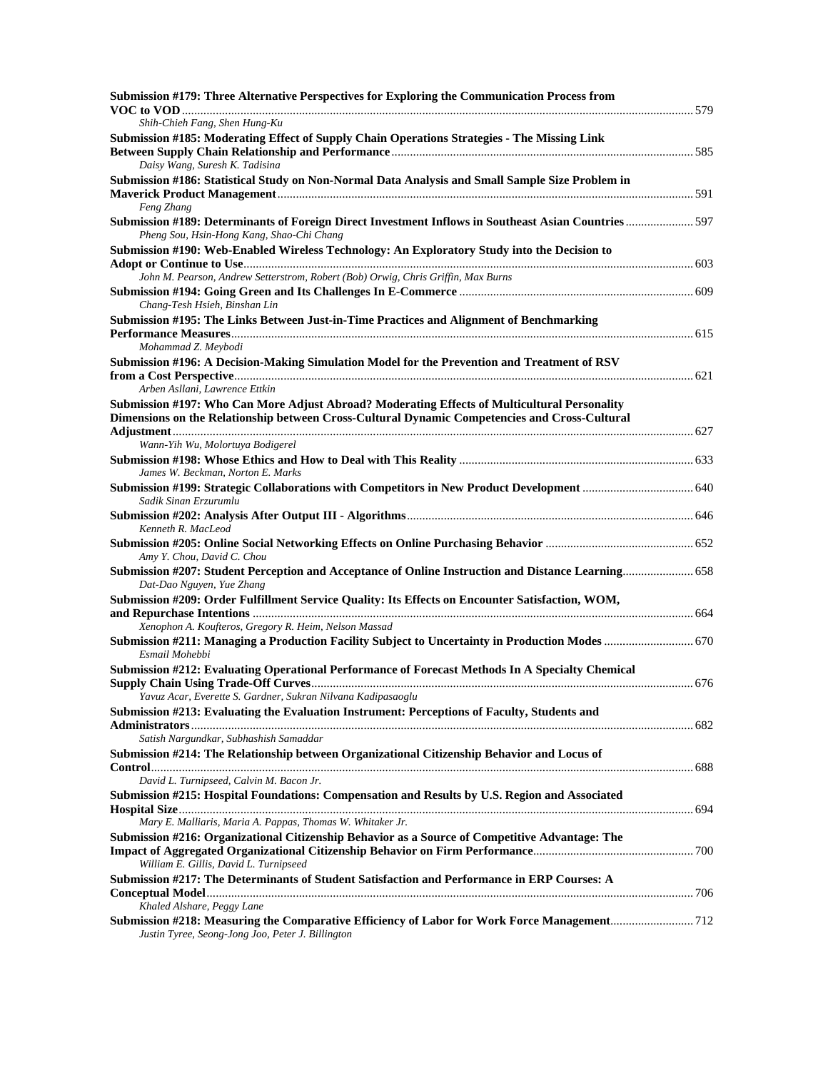**Submission #179: Three Alternative Perspectives for Exploring the Communication Process from VOC to VOD** ........ 579
*Shih-Chieh Fang, Shen Hung-Ku*

**Submission #185: Moderating Effect of Supply Chain Operations Strategies - The Missing Link Between Supply Chain Relationship and Performance** ........ 585
*Daisy Wang, Suresh K. Tadisina*

**Submission #186: Statistical Study on Non-Normal Data Analysis and Small Sample Size Problem in Maverick Product Management** ........ 591
*Feng Zhang*

**Submission #189: Determinants of Foreign Direct Investment Inflows in Southeast Asian Countries** ........ 597
*Pheng Sou, Hsin-Hong Kang, Shao-Chi Chang*

**Submission #190: Web-Enabled Wireless Technology: An Exploratory Study into the Decision to Adopt or Continue to Use** ........ 603
*John M. Pearson, Andrew Setterstrom, Robert (Bob) Orwig, Chris Griffin, Max Burns*

**Submission #194: Going Green and Its Challenges In E-Commerce** ........ 609
*Chang-Tesh Hsieh, Binshan Lin*

**Submission #195: The Links Between Just-in-Time Practices and Alignment of Benchmarking Performance Measures** ........ 615
*Mohammad Z. Meybodi*

**Submission #196: A Decision-Making Simulation Model for the Prevention and Treatment of RSV from a Cost Perspective** ........ 621
*Arben Asllani, Lawrence Ettkin*

**Submission #197: Who Can More Adjust Abroad? Moderating Effects of Multicultural Personality Dimensions on the Relationship between Cross-Cultural Dynamic Competencies and Cross-Cultural Adjustment** ........ 627
*Wann-Yih Wu, Molortuya Bodigerel*

**Submission #198: Whose Ethics and How to Deal with This Reality** ........ 633
*James W. Beckman, Norton E. Marks*

**Submission #199: Strategic Collaborations with Competitors in New Product Development** ........ 640
*Sadik Sinan Erzurumlu*

**Submission #202: Analysis After Output III - Algorithms** ........ 646
*Kenneth R. MacLeod*

**Submission #205: Online Social Networking Effects on Online Purchasing Behavior** ........ 652
*Amy Y. Chou, David C. Chou*

**Submission #207: Student Perception and Acceptance of Online Instruction and Distance Learning** ........ 658
*Dat-Dao Nguyen, Yue Zhang*

**Submission #209: Order Fulfillment Service Quality: Its Effects on Encounter Satisfaction, WOM, and Repurchase Intentions** ........ 664
*Xenophon A. Koufteros, Gregory R. Heim, Nelson Massad*

**Submission #211: Managing a Production Facility Subject to Uncertainty in Production Modes** ........ 670
*Esmail Mohebbi*

**Submission #212: Evaluating Operational Performance of Forecast Methods In A Specialty Chemical Supply Chain Using Trade-Off Curves** ........ 676
*Yavuz Acar, Everette S. Gardner, Sukran Nilvana Kadipasaoglu*

**Submission #213: Evaluating the Evaluation Instrument: Perceptions of Faculty, Students and Administrators** ........ 682
*Satish Nargundkar, Subhashish Samaddar*

**Submission #214: The Relationship between Organizational Citizenship Behavior and Locus of Control** ........ 688
*David L. Turnipseed, Calvin M. Bacon Jr.*

**Submission #215: Hospital Foundations: Compensation and Results by U.S. Region and Associated Hospital Size** ........ 694
*Mary E. Malliaris, Maria A. Pappas, Thomas W. Whitaker Jr.*

**Submission #216: Organizational Citizenship Behavior as a Source of Competitive Advantage: The Impact of Aggregated Organizational Citizenship Behavior on Firm Performance** ........ 700
*William E. Gillis, David L. Turnipseed*

**Submission #217: The Determinants of Student Satisfaction and Performance in ERP Courses: A Conceptual Model** ........ 706
*Khaled Alshare, Peggy Lane*

**Submission #218: Measuring the Comparative Efficiency of Labor for Work Force Management** ........ 712
*Justin Tyree, Seong-Jong Joo, Peter J. Billington*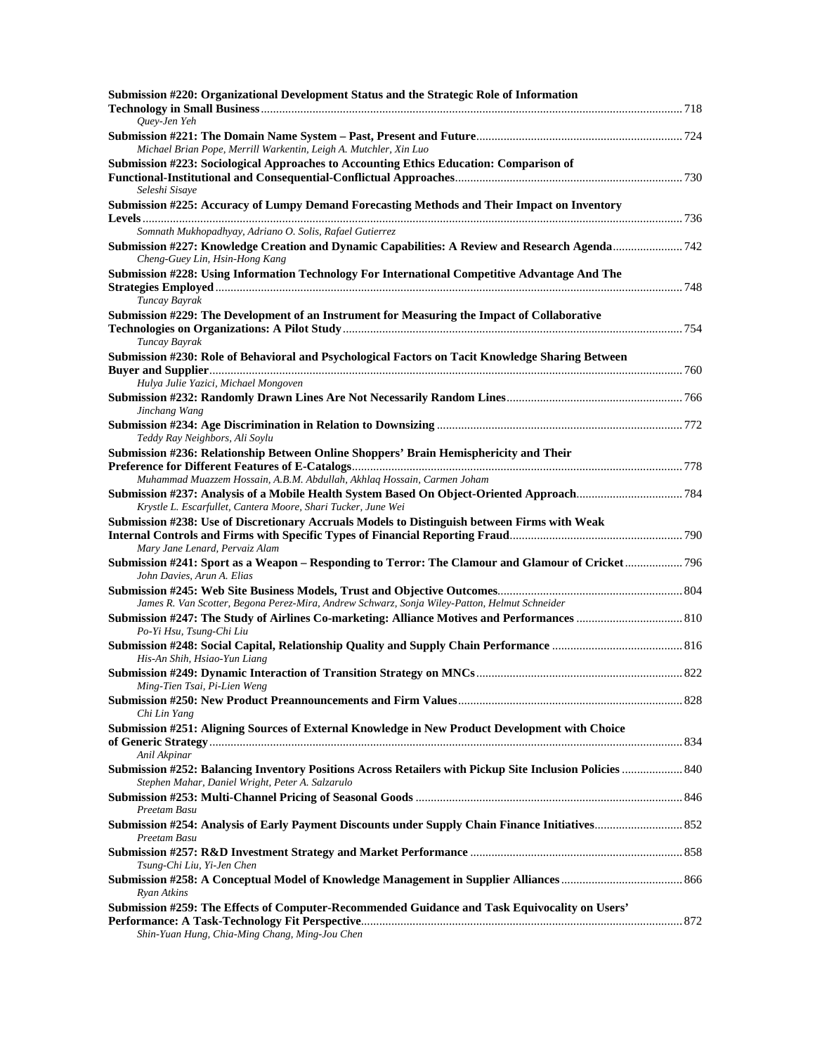**Submission #220: Organizational Development Status and the Strategic Role of Information Technology in Small Business** ........ 718
*Quey-Jen Yeh*

**Submission #221: The Domain Name System – Past, Present and Future** ........ 724
*Michael Brian Pope, Merrill Warkentin, Leigh A. Mutchler, Xin Luo*

**Submission #223: Sociological Approaches to Accounting Ethics Education: Comparison of Functional-Institutional and Consequential-Conflictual Approaches** ........ 730
*Seleshi Sisaye*

**Submission #225: Accuracy of Lumpy Demand Forecasting Methods and Their Impact on Inventory Levels** ........ 736
*Somnath Mukhopadhyay, Adriano O. Solis, Rafael Gutierrez*

**Submission #227: Knowledge Creation and Dynamic Capabilities: A Review and Research Agenda** ........ 742
*Cheng-Guey Lin, Hsin-Hong Kang*

**Submission #228: Using Information Technology For International Competitive Advantage And The Strategies Employed** ........ 748
*Tuncay Bayrak*

**Submission #229: The Development of an Instrument for Measuring the Impact of Collaborative Technologies on Organizations: A Pilot Study** ........ 754
*Tuncay Bayrak*

**Submission #230: Role of Behavioral and Psychological Factors on Tacit Knowledge Sharing Between Buyer and Supplier** ........ 760
*Hulya Julie Yazici, Michael Mongoven*

**Submission #232: Randomly Drawn Lines Are Not Necessarily Random Lines** ........ 766
*Jinchang Wang*

**Submission #234: Age Discrimination in Relation to Downsizing** ........ 772
*Teddy Ray Neighbors, Ali Soylu*

**Submission #236: Relationship Between Online Shoppers' Brain Hemisphericity and Their Preference for Different Features of E-Catalogs** ........ 778
*Muhammad Muazzem Hossain, A.B.M. Abdullah, Akhlaq Hossain, Carmen Joham*

**Submission #237: Analysis of a Mobile Health System Based On Object-Oriented Approach** ........ 784
*Krystle L. Escarfullet, Cantera Moore, Shari Tucker, June Wei*

**Submission #238: Use of Discretionary Accruals Models to Distinguish between Firms with Weak Internal Controls and Firms with Specific Types of Financial Reporting Fraud** ........ 790
*Mary Jane Lenard, Pervaiz Alam*

**Submission #241: Sport as a Weapon – Responding to Terror: The Clamour and Glamour of Cricket** ........ 796
*John Davies, Arun A. Elias*

**Submission #245: Web Site Business Models, Trust and Objective Outcomes** ........ 804
*James R. Van Scotter, Begona Perez-Mira, Andrew Schwarz, Sonja Wiley-Patton, Helmut Schneider*

**Submission #247: The Study of Airlines Co-marketing: Alliance Motives and Performances** ........ 810
*Po-Yi Hsu, Tsung-Chi Liu*

**Submission #248: Social Capital, Relationship Quality and Supply Chain Performance** ........ 816
*His-An Shih, Hsiao-Yun Liang*

**Submission #249: Dynamic Interaction of Transition Strategy on MNCs** ........ 822
*Ming-Tien Tsai, Pi-Lien Weng*

**Submission #250: New Product Preannouncements and Firm Values** ........ 828
*Chi Lin Yang*

**Submission #251: Aligning Sources of External Knowledge in New Product Development with Choice of Generic Strategy** ........ 834
*Anil Akpinar*

**Submission #252: Balancing Inventory Positions Across Retailers with Pickup Site Inclusion Policies** ........ 840
*Stephen Mahar, Daniel Wright, Peter A. Salzarulo*

**Submission #253: Multi-Channel Pricing of Seasonal Goods** ........ 846
*Preetam Basu*

**Submission #254: Analysis of Early Payment Discounts under Supply Chain Finance Initiatives** ........ 852
*Preetam Basu*

**Submission #257: R&D Investment Strategy and Market Performance** ........ 858
*Tsung-Chi Liu, Yi-Jen Chen*

**Submission #258: A Conceptual Model of Knowledge Management in Supplier Alliances** ........ 866
*Ryan Atkins*

**Submission #259: The Effects of Computer-Recommended Guidance and Task Equivocality on Users' Performance: A Task-Technology Fit Perspective** ........ 872
*Shin-Yuan Hung, Chia-Ming Chang, Ming-Jou Chen*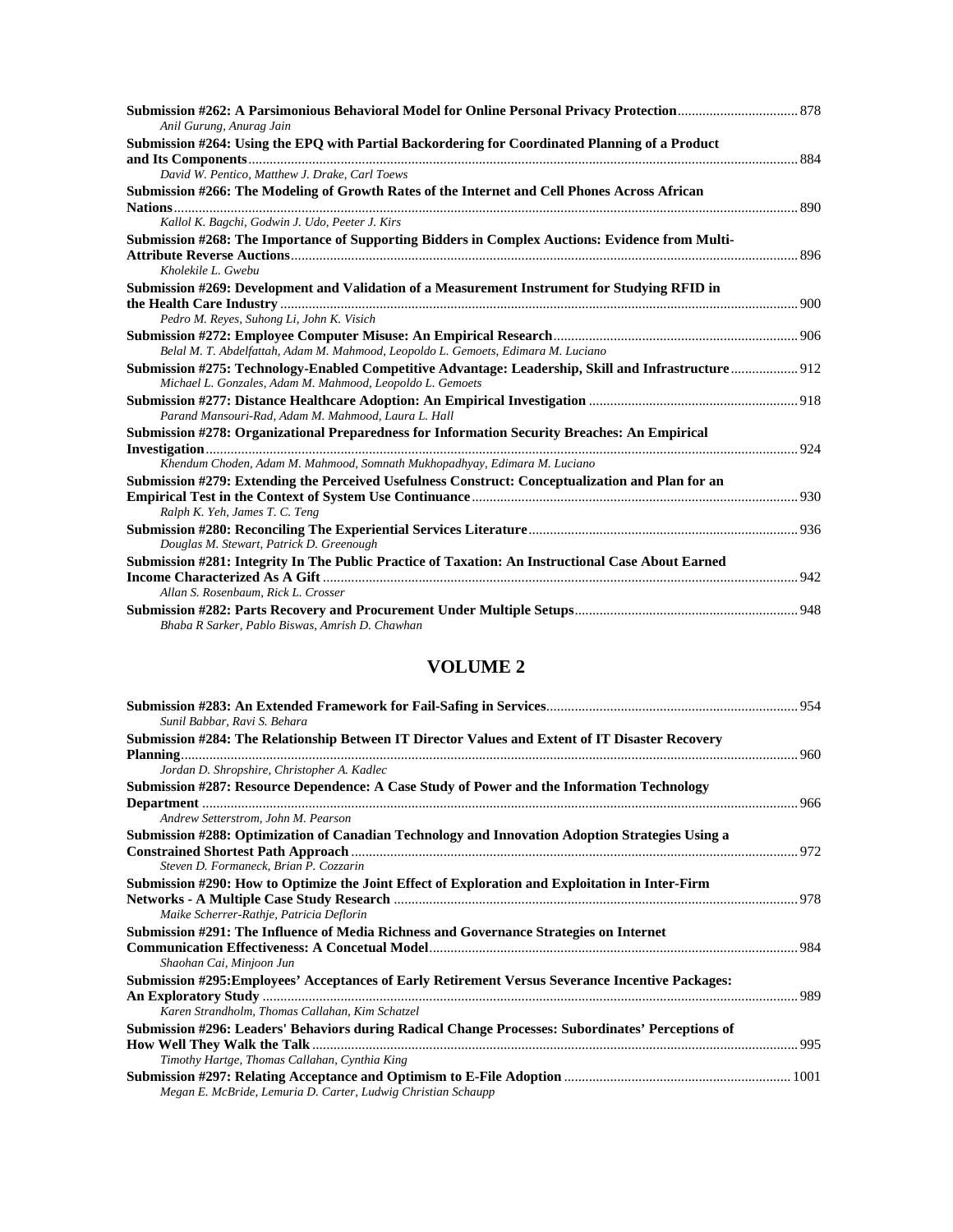**Submission #262: A Parsimonious Behavioral Model for Online Personal Privacy Protection** .................................. 878
*Anil Gurung, Anurag Jain*

**Submission #264: Using the EPQ with Partial Backordering for Coordinated Planning of a Product and Its Components** .................................. 884
*David W. Pentico, Matthew J. Drake, Carl Toews*

**Submission #266: The Modeling of Growth Rates of the Internet and Cell Phones Across African Nations** .................................. 890
*Kallol K. Bagchi, Godwin J. Udo, Peeter J. Kirs*

**Submission #268: The Importance of Supporting Bidders in Complex Auctions: Evidence from Multi-Attribute Reverse Auctions** .................................. 896
*Kholekile L. Gwebu*

**Submission #269: Development and Validation of a Measurement Instrument for Studying RFID in the Health Care Industry** .................................. 900
*Pedro M. Reyes, Suhong Li, John K. Visich*

**Submission #272: Employee Computer Misuse: An Empirical Research** .................................. 906
*Belal M. T. Abdelfattah, Adam M. Mahmood, Leopoldo L. Gemoets, Edimara M. Luciano*

**Submission #275: Technology-Enabled Competitive Advantage: Leadership, Skill and Infrastructure** .................................. 912
*Michael L. Gonzales, Adam M. Mahmood, Leopoldo L. Gemoets*

**Submission #277: Distance Healthcare Adoption: An Empirical Investigation** .................................. 918
*Parand Mansouri-Rad, Adam M. Mahmood, Laura L. Hall*

**Submission #278: Organizational Preparedness for Information Security Breaches: An Empirical Investigation** .................................. 924
*Khendum Choden, Adam M. Mahmood, Somnath Mukhopadhyay, Edimara M. Luciano*

**Submission #279: Extending the Perceived Usefulness Construct: Conceptualization and Plan for an Empirical Test in the Context of System Use Continuance** .................................. 930
*Ralph K. Yeh, James T. C. Teng*

**Submission #280: Reconciling The Experiential Services Literature** .................................. 936
*Douglas M. Stewart, Patrick D. Greenough*

**Submission #281: Integrity In The Public Practice of Taxation: An Instructional Case About Earned Income Characterized As A Gift** .................................. 942
*Allan S. Rosenbaum, Rick L. Crosser*

**Submission #282: Parts Recovery and Procurement Under Multiple Setups** .................................. 948
*Bhaba R Sarker, Pablo Biswas, Amrish D. Chawhan*

## VOLUME 2

**Submission #283: An Extended Framework for Fail-Safing in Services** .................................. 954
*Sunil Babbar, Ravi S. Behara*

**Submission #284: The Relationship Between IT Director Values and Extent of IT Disaster Recovery Planning** .................................. 960
*Jordan D. Shropshire, Christopher A. Kadlec*

**Submission #287: Resource Dependence: A Case Study of Power and the Information Technology Department** .................................. 966
*Andrew Setterstrom, John M. Pearson*

**Submission #288: Optimization of Canadian Technology and Innovation Adoption Strategies Using a Constrained Shortest Path Approach** .................................. 972
*Steven D. Formaneck, Brian P. Cozzarin*

**Submission #290: How to Optimize the Joint Effect of Exploration and Exploitation in Inter-Firm Networks - A Multiple Case Study Research** .................................. 978
*Maike Scherrer-Rathje, Patricia Deflorin*

**Submission #291: The Influence of Media Richness and Governance Strategies on Internet Communication Effectiveness: A Concetual Model** .................................. 984
*Shaohan Cai, Minjoon Jun*

**Submission #295:Employees' Acceptances of Early Retirement Versus Severance Incentive Packages: An Exploratory Study** .................................. 989
*Karen Strandholm, Thomas Callahan, Kim Schatzel*

**Submission #296: Leaders' Behaviors during Radical Change Processes: Subordinates' Perceptions of How Well They Walk the Talk** .................................. 995
*Timothy Hartge, Thomas Callahan, Cynthia King*

**Submission #297: Relating Acceptance and Optimism to E-File Adoption** .................................. 1001
*Megan E. McBride, Lemuria D. Carter, Ludwig Christian Schaupp*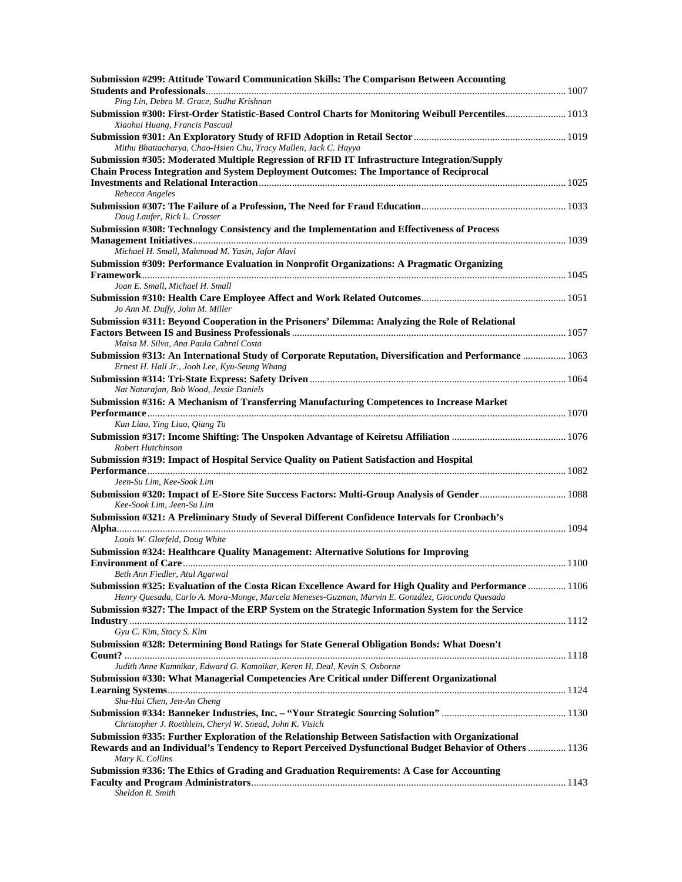**Submission #299: Attitude Toward Communication Skills: The Comparison Between Accounting Students and Professionals** ........ 1007
*Ping Lin, Debra M. Grace, Sudha Krishnan*

**Submission #300: First-Order Statistic-Based Control Charts for Monitoring Weibull Percentiles** ........ 1013
*Xiaohui Huang, Francis Pascual*

**Submission #301: An Exploratory Study of RFID Adoption in Retail Sector** ........ 1019
*Mithu Bhattacharya, Chao-Hsien Chu, Tracy Mullen, Jack C. Hayya*

**Submission #305: Moderated Multiple Regression of RFID IT Infrastructure Integration/Supply Chain Process Integration and System Deployment Outcomes: The Importance of Reciprocal Investments and Relational Interaction** ........ 1025
*Rebecca Angeles*

**Submission #307: The Failure of a Profession, The Need for Fraud Education** ........ 1033
*Doug Laufer, Rick L. Crosser*

**Submission #308: Technology Consistency and the Implementation and Effectiveness of Process Management Initiatives** ........ 1039
*Michael H. Small, Mahmoud M. Yasin, Jafar Alavi*

**Submission #309: Performance Evaluation in Nonprofit Organizations: A Pragmatic Organizing Framework** ........ 1045
*Joan E. Small, Michael H. Small*

**Submission #310: Health Care Employee Affect and Work Related Outcomes** ........ 1051
*Jo Ann M. Duffy, John M. Miller*

**Submission #311: Beyond Cooperation in the Prisoners' Dilemma: Analyzing the Role of Relational Factors Between IS and Business Professionals** ........ 1057
*Maisa M. Silva, Ana Paula Cabral Costa*

**Submission #313: An International Study of Corporate Reputation, Diversification and Performance** ........ 1063
*Ernest H. Hall Jr., Jooh Lee, Kyu-Seung Whang*

**Submission #314: Tri-State Express: Safety Driven** ........ 1064
*Nat Natarajan, Bob Wood, Jessie Daniels*

**Submission #316: A Mechanism of Transferring Manufacturing Competences to Increase Market Performance** ........ 1070
*Kun Liao, Ying Liao, Qiang Tu*

**Submission #317: Income Shifting: The Unspoken Advantage of Keiretsu Affiliation** ........ 1076
*Robert Hutchinson*

**Submission #319: Impact of Hospital Service Quality on Patient Satisfaction and Hospital Performance** ........ 1082
*Jeen-Su Lim, Kee-Sook Lim*

**Submission #320: Impact of E-Store Site Success Factors: Multi-Group Analysis of Gender** ........ 1088
*Kee-Sook Lim, Jeen-Su Lim*

**Submission #321: A Preliminary Study of Several Different Confidence Intervals for Cronbach's Alpha** ........ 1094
*Louis W. Glorfeld, Doug White*

**Submission #324: Healthcare Quality Management: Alternative Solutions for Improving Environment of Care** ........ 1100
*Beth Ann Fiedler, Atul Agarwal*

**Submission #325: Evaluation of the Costa Rican Excellence Award for High Quality and Performance** ........ 1106
*Henry Quesada, Carlo A. Mora-Monge, Marcela Meneses-Guzman, Marvin E. González, Gioconda Quesada*

**Submission #327: The Impact of the ERP System on the Strategic Information System for the Service Industry** ........ 1112
*Gyu C. Kim, Stacy S. Kim*

**Submission #328: Determining Bond Ratings for State General Obligation Bonds: What Doesn't Count?** ........ 1118
*Judith Anne Kamnikar, Edward G. Kamnikar, Keren H. Deal, Kevin S. Osborne*

**Submission #330: What Managerial Competencies Are Critical under Different Organizational Learning Systems** ........ 1124
*Shu-Hui Chen, Jen-An Cheng*

**Submission #334: Banneker Industries, Inc. – "Your Strategic Sourcing Solution"** ........ 1130
*Christopher J. Roethlein, Cheryl W. Snead, John K. Visich*

**Submission #335: Further Exploration of the Relationship Between Satisfaction with Organizational Rewards and an Individual's Tendency to Report Perceived Dysfunctional Budget Behavior of Others** ........ 1136
*Mary K. Collins*

**Submission #336: The Ethics of Grading and Graduation Requirements: A Case for Accounting Faculty and Program Administrators** ........ 1143
*Sheldon R. Smith*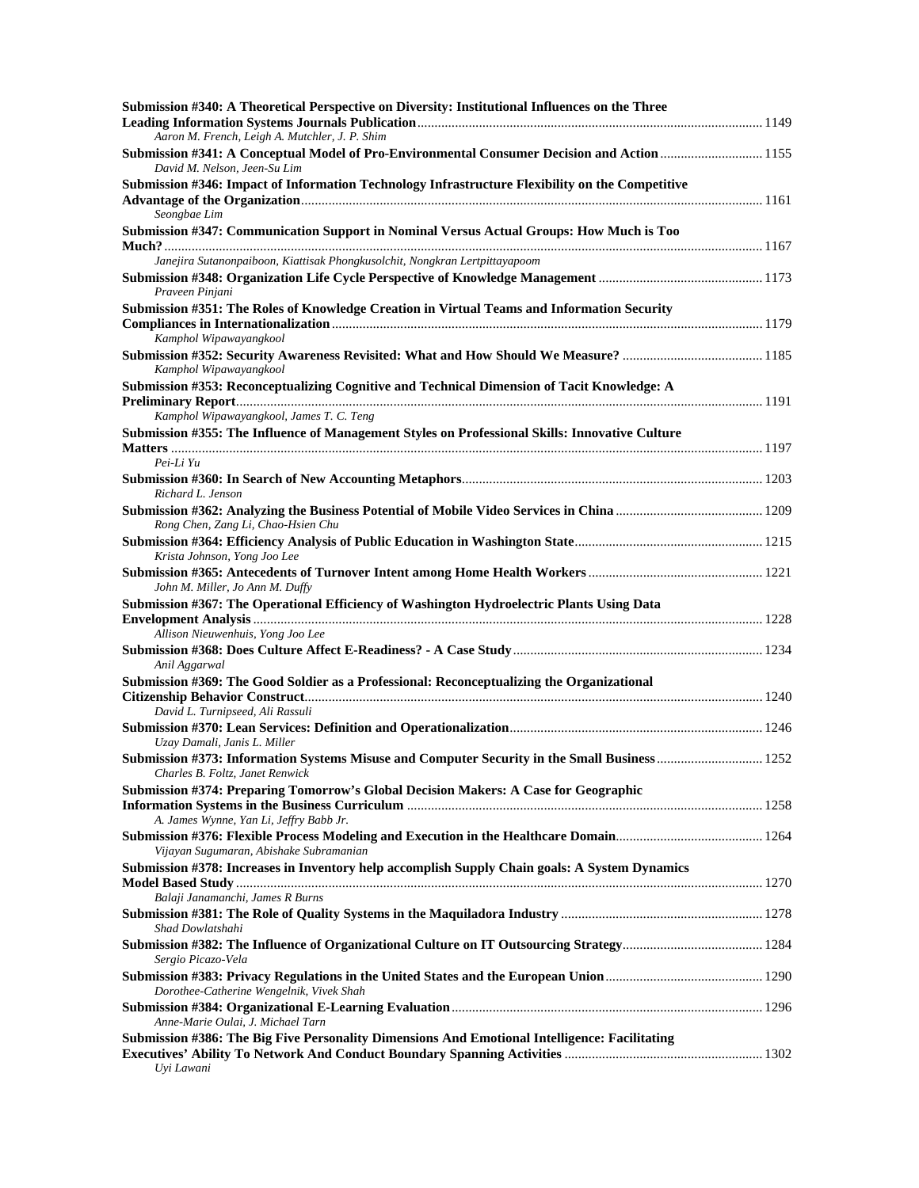**Submission #340: A Theoretical Perspective on Diversity: Institutional Influences on the Three Leading Information Systems Journals Publication** ........ 1149
*Aaron M. French, Leigh A. Mutchler, J. P. Shim*

**Submission #341: A Conceptual Model of Pro-Environmental Consumer Decision and Action** ........ 1155
*David M. Nelson, Jeen-Su Lim*

**Submission #346: Impact of Information Technology Infrastructure Flexibility on the Competitive Advantage of the Organization** ........ 1161
*Seongbae Lim*

**Submission #347: Communication Support in Nominal Versus Actual Groups: How Much is Too Much?** ........ 1167
*Janejira Sutanonpaiboon, Kiattisak Phongkusolchit, Nongkran Lertpittayapoom*

**Submission #348: Organization Life Cycle Perspective of Knowledge Management** ........ 1173
*Praveen Pinjani*

**Submission #351: The Roles of Knowledge Creation in Virtual Teams and Information Security Compliances in Internationalization** ........ 1179
*Kamphol Wipawayangkool*

**Submission #352: Security Awareness Revisited: What and How Should We Measure?** ........ 1185
*Kamphol Wipawayangkool*

**Submission #353: Reconceptualizing Cognitive and Technical Dimension of Tacit Knowledge: A Preliminary Report** ........ 1191
*Kamphol Wipawayangkool, James T. C. Teng*

**Submission #355: The Influence of Management Styles on Professional Skills: Innovative Culture Matters** ........ 1197
*Pei-Li Yu*

**Submission #360: In Search of New Accounting Metaphors** ........ 1203
*Richard L. Jenson*

**Submission #362: Analyzing the Business Potential of Mobile Video Services in China** ........ 1209
*Rong Chen, Zang Li, Chao-Hsien Chu*

**Submission #364: Efficiency Analysis of Public Education in Washington State** ........ 1215
*Krista Johnson, Yong Joo Lee*

**Submission #365: Antecedents of Turnover Intent among Home Health Workers** ........ 1221
*John M. Miller, Jo Ann M. Duffy*

**Submission #367: The Operational Efficiency of Washington Hydroelectric Plants Using Data Envelopment Analysis** ........ 1228
*Allison Nieuwenhuis, Yong Joo Lee*

**Submission #368: Does Culture Affect E-Readiness? - A Case Study** ........ 1234
*Anil Aggarwal*

**Submission #369: The Good Soldier as a Professional: Reconceptualizing the Organizational Citizenship Behavior Construct** ........ 1240
*David L. Turnipseed, Ali Rassuli*

**Submission #370: Lean Services: Definition and Operationalization** ........ 1246
*Uzay Damali, Janis L. Miller*

**Submission #373: Information Systems Misuse and Computer Security in the Small Business** ........ 1252
*Charles B. Foltz, Janet Renwick*

**Submission #374: Preparing Tomorrow's Global Decision Makers: A Case for Geographic Information Systems in the Business Curriculum** ........ 1258
*A. James Wynne, Yan Li, Jeffry Babb Jr.*

**Submission #376: Flexible Process Modeling and Execution in the Healthcare Domain** ........ 1264
*Vijayan Sugumaran, Abishake Subramanian*

**Submission #378: Increases in Inventory help accomplish Supply Chain goals: A System Dynamics Model Based Study** ........ 1270
*Balaji Janamanchi, James R Burns*

**Submission #381: The Role of Quality Systems in the Maquiladora Industry** ........ 1278
*Shad Dowlatshahi*

**Submission #382: The Influence of Organizational Culture on IT Outsourcing Strategy** ........ 1284
*Sergio Picazo-Vela*

**Submission #383: Privacy Regulations in the United States and the European Union** ........ 1290
*Dorothee-Catherine Wengelnik, Vivek Shah*

**Submission #384: Organizational E-Learning Evaluation** ........ 1296
*Anne-Marie Oulai, J. Michael Tarn*

**Submission #386: The Big Five Personality Dimensions And Emotional Intelligence: Facilitating Executives' Ability To Network And Conduct Boundary Spanning Activities** ........ 1302
*Uyi Lawani*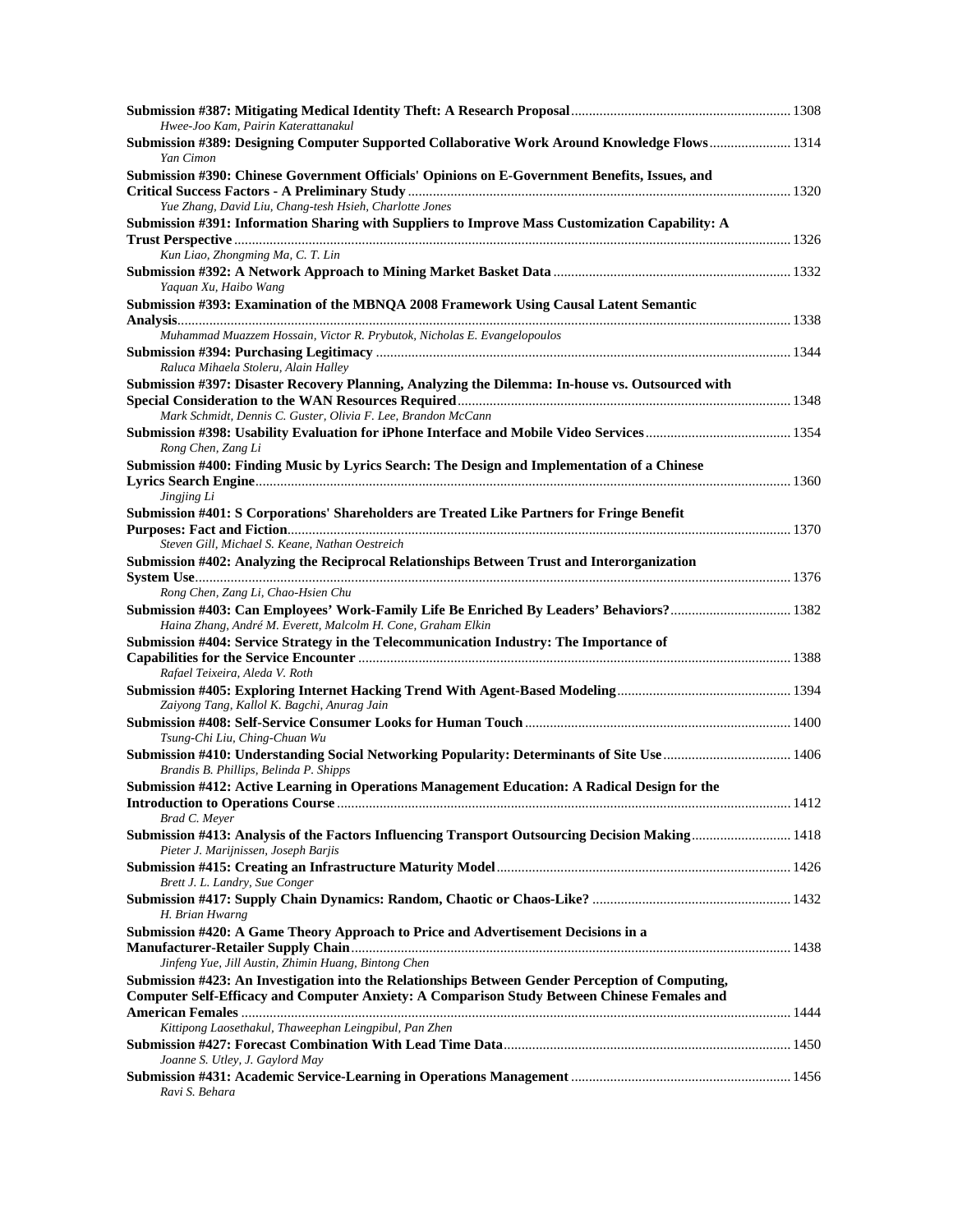**Submission #387: Mitigating Medical Identity Theft: A Research Proposal** ............................................................. 1308
*Hwee-Joo Kam, Pairin Katerattanakul*

**Submission #389: Designing Computer Supported Collaborative Work Around Knowledge Flows** ....................... 1314
*Yan Cimon*

**Submission #390: Chinese Government Officials' Opinions on E-Government Benefits, Issues, and Critical Success Factors - A Preliminary Study** ............................................................................................ 1320
*Yue Zhang, David Liu, Chang-tesh Hsieh, Charlotte Jones*

**Submission #391: Information Sharing with Suppliers to Improve Mass Customization Capability: A Trust Perspective** ............................................................................................................................................. 1326
*Kun Liao, Zhongming Ma, C. T. Lin*

**Submission #392: A Network Approach to Mining Market Basket Data** .................................................................. 1332
*Yaquan Xu, Haibo Wang*

**Submission #393: Examination of the MBNQA 2008 Framework Using Causal Latent Semantic Analysis** ............................................................................................................................................................. 1338
*Muhammad Muazzem Hossain, Victor R. Prybutok, Nicholas E. Evangelopoulos*

**Submission #394: Purchasing Legitimacy** .................................................................................................................... 1344
*Raluca Mihaela Stoleru, Alain Halley*

**Submission #397: Disaster Recovery Planning, Analyzing the Dilemma: In-house vs. Outsourced with Special Consideration to the WAN Resources Required** ............................................................................................ 1348
*Mark Schmidt, Dennis C. Guster, Olivia F. Lee, Brandon McCann*

**Submission #398: Usability Evaluation for iPhone Interface and Mobile Video Services** ......................................... 1354
*Rong Chen, Zang Li*

**Submission #400: Finding Music by Lyrics Search: The Design and Implementation of a Chinese Lyrics Search Engine** ....................................................................................................................................................... 1360
*Jingjing Li*

**Submission #401: S Corporations' Shareholders are Treated Like Partners for Fringe Benefit Purposes: Fact and Fiction** ............................................................................................................................................. 1370
*Steven Gill, Michael S. Keane, Nathan Oestreich*

**Submission #402: Analyzing the Reciprocal Relationships Between Trust and Interorganization System Use** ........................................................................................................................................................ 1376
*Rong Chen, Zang Li, Chao-Hsien Chu*

**Submission #403: Can Employees' Work-Family Life Be Enriched By Leaders' Behaviors?** ................................. 1382
*Haina Zhang, André M. Everett, Malcolm H. Cone, Graham Elkin*

**Submission #404: Service Strategy in the Telecommunication Industry: The Importance of Capabilities for the Service Encounter** ........................................................................................................................ 1388
*Rafael Teixeira, Aleda V. Roth*

**Submission #405: Exploring Internet Hacking Trend With Agent-Based Modeling** ................................................ 1394
*Zaiyong Tang, Kallol K. Bagchi, Anurag Jain*

**Submission #408: Self-Service Consumer Looks for Human Touch** .......................................................................... 1400
*Tsung-Chi Liu, Ching-Chuan Wu*

**Submission #410: Understanding Social Networking Popularity: Determinants of Site Use** ................................... 1406
*Brandis B. Phillips, Belinda P. Shipps*

**Submission #412: Active Learning in Operations Management Education: A Radical Design for the Introduction to Operations Course** ............................................................................................................... 1412
*Brad C. Meyer*

**Submission #413: Analysis of the Factors Influencing Transport Outsourcing Decision Making** ........................... 1418
*Pieter J. Marijnissen, Joseph Barjis*

**Submission #415: Creating an Infrastructure Maturity Model** .................................................................................. 1426
*Brett J. L. Landry, Sue Conger*

**Submission #417: Supply Chain Dynamics: Random, Chaotic or Chaos-Like?** ....................................................... 1432
*H. Brian Hwarng*

**Submission #420: A Game Theory Approach to Price and Advertisement Decisions in a Manufacturer-Retailer Supply Chain** ........................................................................................................................... 1438
*Jinfeng Yue, Jill Austin, Zhimin Huang, Bintong Chen*

**Submission #423: An Investigation into the Relationships Between Gender Perception of Computing, Computer Self-Efficacy and Computer Anxiety: A Comparison Study Between Chinese Females and American Females** ......................................................................................................................................... 1444
*Kittipong Laosethakul, Thaweephan Leingpibul, Pan Zhen*

**Submission #427: Forecast Combination With Lead Time Data** ................................................................................ 1450
*Joanne S. Utley, J. Gaylord May*

**Submission #431: Academic Service-Learning in Operations Management** ............................................................. 1456
*Ravi S. Behara*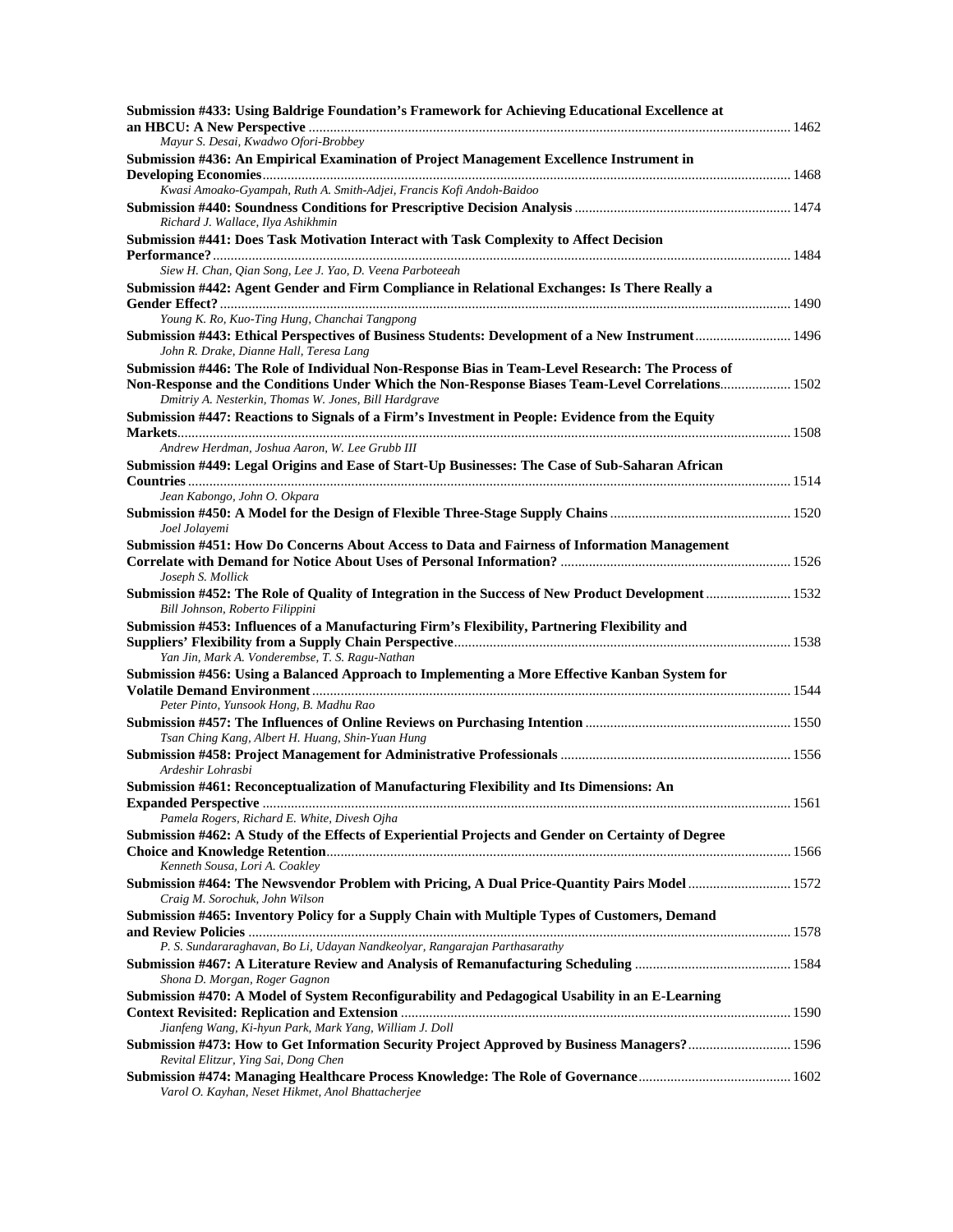**Submission #433: Using Baldrige Foundation's Framework for Achieving Educational Excellence at an HBCU: A New Perspective** ........ 1462
*Mayur S. Desai, Kwadwo Ofori-Brobbey*

**Submission #436: An Empirical Examination of Project Management Excellence Instrument in Developing Economies** ........ 1468
*Kwasi Amoako-Gyampah, Ruth A. Smith-Adjei, Francis Kofi Andoh-Baidoo*

**Submission #440: Soundness Conditions for Prescriptive Decision Analysis** ........ 1474
*Richard J. Wallace, Ilya Ashikhmin*

**Submission #441: Does Task Motivation Interact with Task Complexity to Affect Decision Performance?** ........ 1484
*Siew H. Chan, Qian Song, Lee J. Yao, D. Veena Parboteeah*

**Submission #442: Agent Gender and Firm Compliance in Relational Exchanges: Is There Really a Gender Effect?** ........ 1490
*Young K. Ro, Kuo-Ting Hung, Chanchai Tangpong*

**Submission #443: Ethical Perspectives of Business Students: Development of a New Instrument** ........ 1496
*John R. Drake, Dianne Hall, Teresa Lang*

**Submission #446: The Role of Individual Non-Response Bias in Team-Level Research: The Process of Non-Response and the Conditions Under Which the Non-Response Biases Team-Level Correlations** ........ 1502
*Dmitriy A. Nesterkin, Thomas W. Jones, Bill Hardgrave*

**Submission #447: Reactions to Signals of a Firm's Investment in People: Evidence from the Equity Markets** ........ 1508
*Andrew Herdman, Joshua Aaron, W. Lee Grubb III*

**Submission #449: Legal Origins and Ease of Start-Up Businesses: The Case of Sub-Saharan African Countries** ........ 1514
*Jean Kabongo, John O. Okpara*

**Submission #450: A Model for the Design of Flexible Three-Stage Supply Chains** ........ 1520
*Joel Jolayemi*

**Submission #451: How Do Concerns About Access to Data and Fairness of Information Management Correlate with Demand for Notice About Uses of Personal Information?** ........ 1526
*Joseph S. Mollick*

**Submission #452: The Role of Quality of Integration in the Success of New Product Development** ........ 1532
*Bill Johnson, Roberto Filippini*

**Submission #453: Influences of a Manufacturing Firm's Flexibility, Partnering Flexibility and Suppliers' Flexibility from a Supply Chain Perspective** ........ 1538
*Yan Jin, Mark A. Vonderembse, T. S. Ragu-Nathan*

**Submission #456: Using a Balanced Approach to Implementing a More Effective Kanban System for Volatile Demand Environment** ........ 1544
*Peter Pinto, Yunsook Hong, B. Madhu Rao*

**Submission #457: The Influences of Online Reviews on Purchasing Intention** ........ 1550
*Tsan Ching Kang, Albert H. Huang, Shin-Yuan Hung*

**Submission #458: Project Management for Administrative Professionals** ........ 1556
*Ardeshir Lohrasbi*

**Submission #461: Reconceptualization of Manufacturing Flexibility and Its Dimensions: An Expanded Perspective** ........ 1561
*Pamela Rogers, Richard E. White, Divesh Ojha*

**Submission #462: A Study of the Effects of Experiential Projects and Gender on Certainty of Degree Choice and Knowledge Retention** ........ 1566
*Kenneth Sousa, Lori A. Coakley*

**Submission #464: The Newsvendor Problem with Pricing, A Dual Price-Quantity Pairs Model** ........ 1572
*Craig M. Sorochuk, John Wilson*

**Submission #465: Inventory Policy for a Supply Chain with Multiple Types of Customers, Demand and Review Policies** ........ 1578
*P. S. Sundararaghavan, Bo Li, Udayan Nandkeolyar, Rangarajan Parthasarathy*

**Submission #467: A Literature Review and Analysis of Remanufacturing Scheduling** ........ 1584
*Shona D. Morgan, Roger Gagnon*

**Submission #470: A Model of System Reconfigurability and Pedagogical Usability in an E-Learning Context Revisited: Replication and Extension** ........ 1590
*Jianfeng Wang, Ki-hyun Park, Mark Yang, William J. Doll*

**Submission #473: How to Get Information Security Project Approved by Business Managers?** ........ 1596
*Revital Elitzur, Ying Sai, Dong Chen*

**Submission #474: Managing Healthcare Process Knowledge: The Role of Governance** ........ 1602
*Varol O. Kayhan, Neset Hikmet, Anol Bhattacherjee*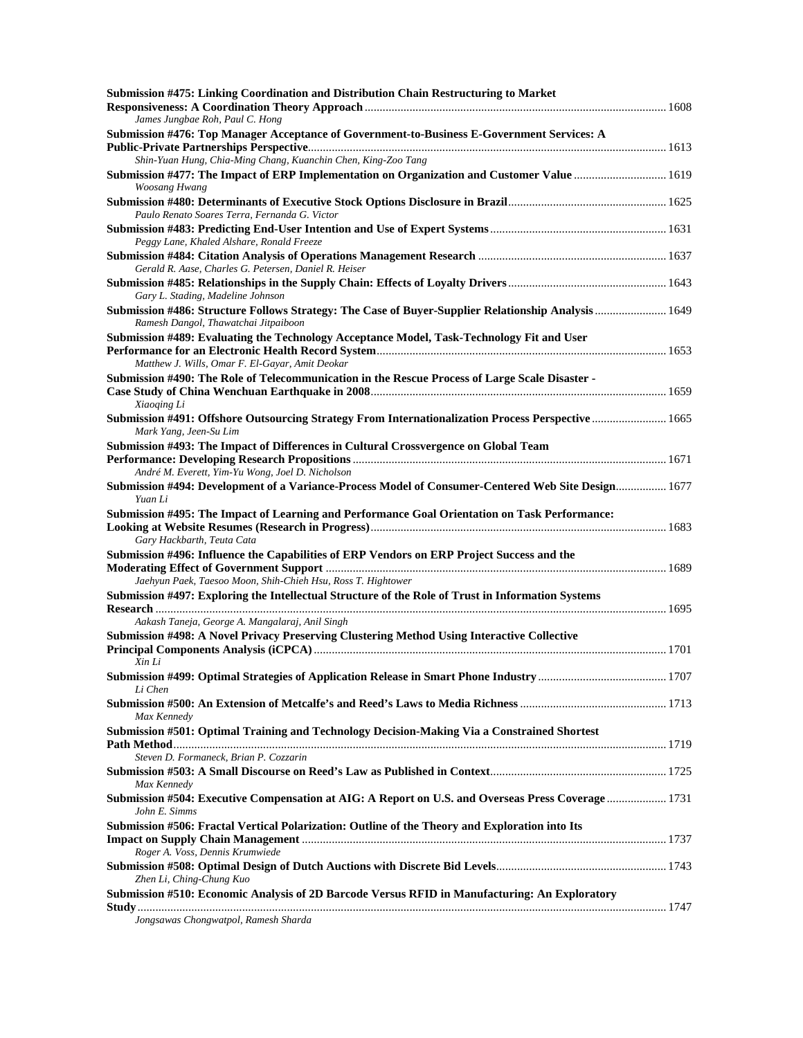**Submission #475: Linking Coordination and Distribution Chain Restructuring to Market Responsiveness: A Coordination Theory Approach** ........ 1608
*James Jungbae Roh, Paul C. Hong*

**Submission #476: Top Manager Acceptance of Government-to-Business E-Government Services: A Public-Private Partnerships Perspective** ........ 1613
*Shin-Yuan Hung, Chia-Ming Chang, Kuanchin Chen, King-Zoo Tang*

**Submission #477: The Impact of ERP Implementation on Organization and Customer Value** ........ 1619
*Woosang Hwang*

**Submission #480: Determinants of Executive Stock Options Disclosure in Brazil** ........ 1625
*Paulo Renato Soares Terra, Fernanda G. Victor*

**Submission #483: Predicting End-User Intention and Use of Expert Systems** ........ 1631
*Peggy Lane, Khaled Alshare, Ronald Freeze*

**Submission #484: Citation Analysis of Operations Management Research** ........ 1637
*Gerald R. Aase, Charles G. Petersen, Daniel R. Heiser*

**Submission #485: Relationships in the Supply Chain: Effects of Loyalty Drivers** ........ 1643
*Gary L. Stading, Madeline Johnson*

**Submission #486: Structure Follows Strategy: The Case of Buyer-Supplier Relationship Analysis** ........ 1649
*Ramesh Dangol, Thawatchai Jitpaiboon*

**Submission #489: Evaluating the Technology Acceptance Model, Task-Technology Fit and User Performance for an Electronic Health Record System** ........ 1653
*Matthew J. Wills, Omar F. El-Gayar, Amit Deokar*

**Submission #490: The Role of Telecommunication in the Rescue Process of Large Scale Disaster - Case Study of China Wenchuan Earthquake in 2008** ........ 1659
*Xiaoqing Li*

**Submission #491: Offshore Outsourcing Strategy From Internationalization Process Perspective** ........ 1665
*Mark Yang, Jeen-Su Lim*

**Submission #493: The Impact of Differences in Cultural Crossvergence on Global Team Performance: Developing Research Propositions** ........ 1671
*André M. Everett, Yim-Yu Wong, Joel D. Nicholson*

**Submission #494: Development of a Variance-Process Model of Consumer-Centered Web Site Design** ........ 1677
*Yuan Li*

**Submission #495: The Impact of Learning and Performance Goal Orientation on Task Performance: Looking at Website Resumes (Research in Progress)** ........ 1683
*Gary Hackbarth, Teuta Cata*

**Submission #496: Influence the Capabilities of ERP Vendors on ERP Project Success and the Moderating Effect of Government Support** ........ 1689
*Jaehyun Paek, Taesoo Moon, Shih-Chieh Hsu, Ross T. Hightower*

**Submission #497: Exploring the Intellectual Structure of the Role of Trust in Information Systems Research** ........ 1695
*Aakash Taneja, George A. Mangalaraj, Anil Singh*

**Submission #498: A Novel Privacy Preserving Clustering Method Using Interactive Collective Principal Components Analysis (iCPCA)** ........ 1701
*Xin Li*

**Submission #499: Optimal Strategies of Application Release in Smart Phone Industry** ........ 1707
*Li Chen*

**Submission #500: An Extension of Metcalfe's and Reed's Laws to Media Richness** ........ 1713
*Max Kennedy*

**Submission #501: Optimal Training and Technology Decision-Making Via a Constrained Shortest Path Method** ........ 1719
*Steven D. Formaneck, Brian P. Cozzarin*

**Submission #503: A Small Discourse on Reed's Law as Published in Context** ........ 1725
*Max Kennedy*

**Submission #504: Executive Compensation at AIG: A Report on U.S. and Overseas Press Coverage** ........ 1731
*John E. Simms*

**Submission #506: Fractal Vertical Polarization: Outline of the Theory and Exploration into Its Impact on Supply Chain Management** ........ 1737
*Roger A. Voss, Dennis Krumwiede*

**Submission #508: Optimal Design of Dutch Auctions with Discrete Bid Levels** ........ 1743
*Zhen Li, Ching-Chung Kuo*

**Submission #510: Economic Analysis of 2D Barcode Versus RFID in Manufacturing: An Exploratory Study** ........ 1747
*Jongsawas Chongwatpol, Ramesh Sharda*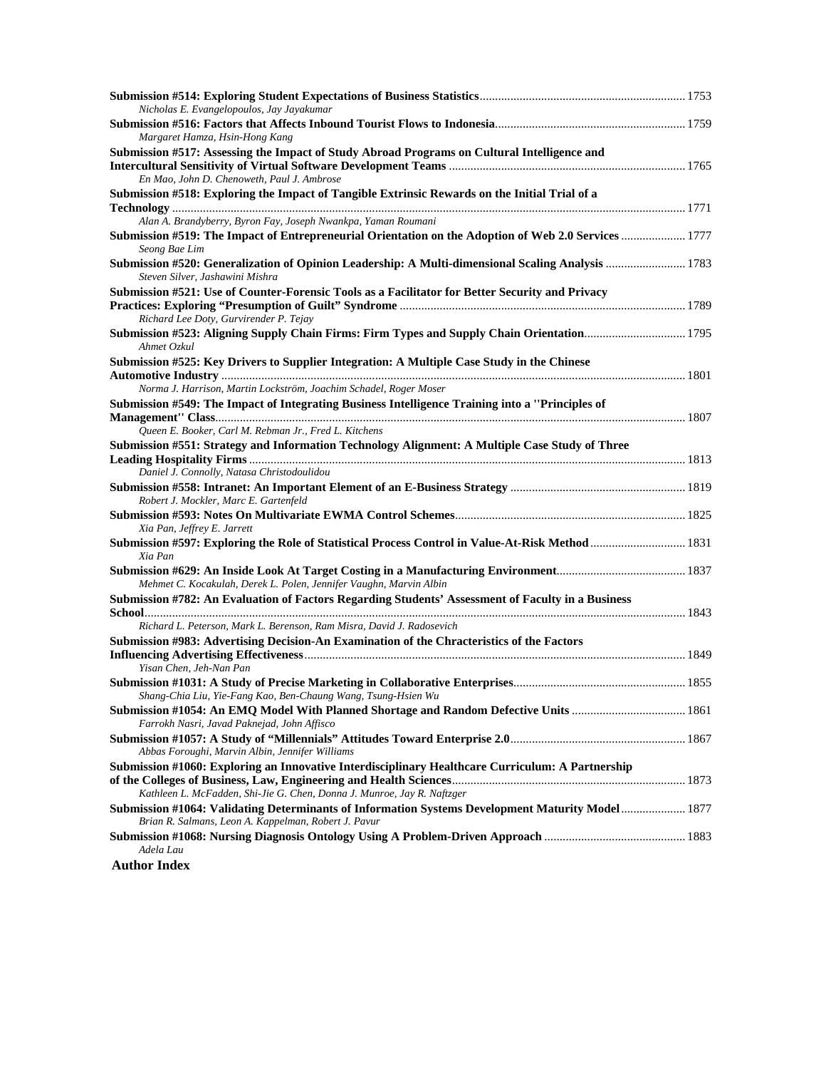**Submission #514: Exploring Student Expectations of Business Statistics** .................................................................. 1753
*Nicholas E. Evangelopoulos, Jay Jayakumar*

**Submission #516: Factors that Affects Inbound Tourist Flows to Indonesia** ............................................................ 1759
*Margaret Hamza, Hsin-Hong Kang*

**Submission #517: Assessing the Impact of Study Abroad Programs on Cultural Intelligence and Intercultural Sensitivity of Virtual Software Development Teams** ............................................................................ 1765
*En Mao, John D. Chenoweth, Paul J. Ambrose*

**Submission #518: Exploring the Impact of Tangible Extrinsic Rewards on the Initial Trial of a Technology** ..................................................................................................................................................... 1771
*Alan A. Brandyberry, Byron Fay, Joseph Nwankpa, Yaman Roumani*

**Submission #519: The Impact of Entrepreneurial Orientation on the Adoption of Web 2.0 Services** .................... 1777
*Seong Bae Lim*

**Submission #520: Generalization of Opinion Leadership: A Multi-dimensional Scaling Analysis** ......................... 1783
*Steven Silver, Jashawini Mishra*

**Submission #521: Use of Counter-Forensic Tools as a Facilitator for Better Security and Privacy Practices: Exploring "Presumption of Guilt" Syndrome** ............................................................................................ 1789
*Richard Lee Doty, Gurvirender P. Tejay*

**Submission #523: Aligning Supply Chain Firms: Firm Types and Supply Chain Orientation** ................................ 1795
*Ahmet Ozkul*

**Submission #525: Key Drivers to Supplier Integration: A Multiple Case Study in the Chinese Automotive Industry** ...................................................................................................................................................... 1801
*Norma J. Harrison, Martin Lockström, Joachim Schadel, Roger Moser*

**Submission #549: The Impact of Integrating Business Intelligence Training into a "Principles of Management" Class** ........................................................................................................................................................ 1807
*Queen E. Booker, Carl M. Rebman Jr., Fred L. Kitchens*

**Submission #551: Strategy and Information Technology Alignment: A Multiple Case Study of Three Leading Hospitality Firms** ............................................................................................................................................. 1813
*Daniel J. Connolly, Natasa Christodoulidou*

**Submission #558: Intranet: An Important Element of an E-Business Strategy** ........................................................ 1819
*Robert J. Mockler, Marc E. Gartenfeld*

**Submission #593: Notes On Multivariate EWMA Control Schemes** .......................................................................... 1825
*Xia Pan, Jeffrey E. Jarrett*

**Submission #597: Exploring the Role of Statistical Process Control in Value-At-Risk Method** .............................. 1831
*Xia Pan*

**Submission #629: An Inside Look At Target Costing in a Manufacturing Environment** ......................................... 1837
*Mehmet C. Kocakulah, Derek L. Polen, Jennifer Vaughn, Marvin Albin*

**Submission #782: An Evaluation of Factors Regarding Students' Assessment of Faculty in a Business School** ............................................................................................................................................................. 1843
*Richard L. Peterson, Mark L. Berenson, Ram Misra, David J. Radosevich*

**Submission #983: Advertising Decision-An Examination of the Chracteristics of the Factors Influencing Advertising Effectiveness** ............................................................................................................................ 1849
*Yisan Chen, Jeh-Nan Pan*

**Submission #1031: A Study of Precise Marketing in Collaborative Enterprises** ....................................................... 1855
*Shang-Chia Liu, Yie-Fang Kao, Ben-Chaung Wang, Tsung-Hsien Wu*

**Submission #1054: An EMQ Model With Planned Shortage and Random Defective Units** .................................... 1861
*Farrokh Nasri, Javad Paknejad, John Affisco*

**Submission #1057: A Study of "Millennials" Attitudes Toward Enterprise 2.0** ........................................................ 1867
*Abbas Foroughi, Marvin Albin, Jennifer Williams*

**Submission #1060: Exploring an Innovative Interdisciplinary Healthcare Curriculum: A Partnership of the Colleges of Business, Law, Engineering and Health Sciences** .............................................................................. 1873
*Kathleen L. McFadden, Shi-Jie G. Chen, Donna J. Munroe, Jay R. Naftzger*

**Submission #1064: Validating Determinants of Information Systems Development Maturity Model** ..................... 1877
*Brian R. Salmans, Leon A. Kappelman, Robert J. Pavur*

**Submission #1068: Nursing Diagnosis Ontology Using A Problem-Driven Approach** ............................................. 1883
*Adela Lau*

**Author Index**